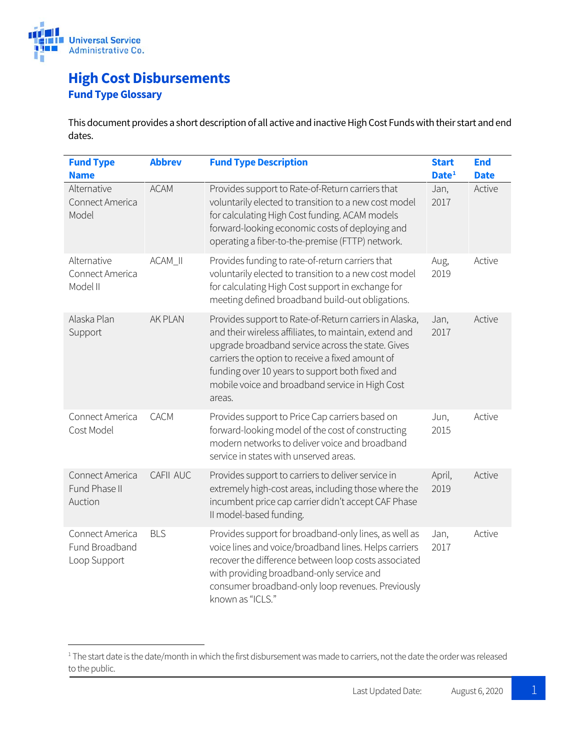# High Cost Disbursements

## Fund Type Glossary

This document provides a short description of all active and inactive High Cost Funds with their start and end dates.

| Fund Type Name | Abbrev | Fund Type Description | Start Date[1] | End Date |
|---|---|---|---|---|
| Alternative Connect America Model | ACAM | Provides support to Rate-of-Return carriers that voluntarily elected to transition to a new cost model for calculating High Cost funding. ACAM models forward-looking economic costs of deploying and operating a fiber-to-the-premise (FTTP) network. | Jan, 2017 | Active |
| Alternative Connect America Model II | ACAM_II | Provides funding to rate-of-return carriers that voluntarily elected to transition to a new cost model for calculating High Cost support in exchange for meeting defined broadband build-out obligations. | Aug, 2019 | Active |
| Alaska Plan Support | AK PLAN | Provides support to Rate-of-Return carriers in Alaska, and their wireless affiliates, to maintain, extend and upgrade broadband service across the state. Gives carriers the option to receive a fixed amount of funding over 10 years to support both fixed and mobile voice and broadband service in High Cost areas. | Jan, 2017 | Active |
| Connect America Cost Model | CACM | Provides support to Price Cap carriers based on forward-looking model of the cost of constructing modern networks to deliver voice and broadband service in states with unserved areas. | Jun, 2015 | Active |
| Connect America Fund Phase II Auction | CAFII AUC | Provides support to carriers to deliver service in extremely high-cost areas, including those where the incumbent price cap carrier didn't accept CAF Phase II model-based funding. | April, 2019 | Active |
| Connect America Fund Broadband Loop Support | BLS | Provides support for broadband-only lines, as well as voice lines and voice/broadband lines. Helps carriers recover the difference between loop costs associated with providing broadband-only service and consumer broadband-only loop revenues. Previously known as "ICLS." | Jan, 2017 | Active |

[1] The start date is the date/month in which the first disbursement was made to carriers, not the date the order was released to the public.

Last Updated Date: August 6, 2020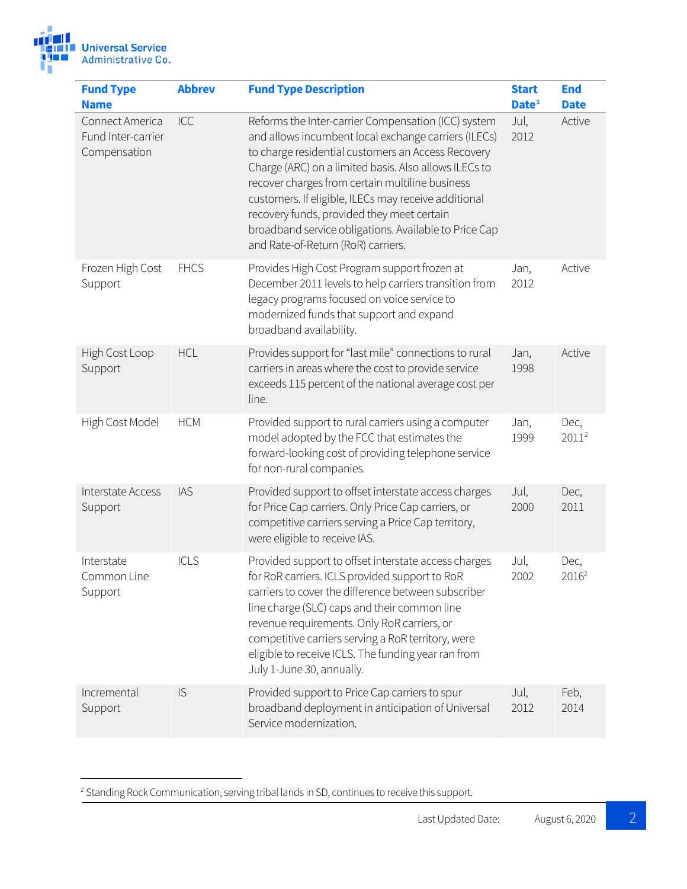| Fund Type Name | Abbrev | Fund Type Description | Start Date[1] | End Date |
|---|---|---|---|---|
| Connect America Fund Inter-carrier Compensation | ICC | Reforms the Inter-carrier Compensation (ICC) system and allows incumbent local exchange carriers (ILECs) to charge residential customers an Access Recovery Charge (ARC) on a limited basis. Also allows ILECs to recover charges from certain multiline business customers. If eligible, ILECs may receive additional recovery funds, provided they meet certain broadband service obligations. Available to Price Cap and Rate-of-Return (RoR) carriers. | Jul, 2012 | Active |
| Frozen High Cost Support | FHCS | Provides High Cost Program support frozen at December 2011 levels to help carriers transition from legacy programs focused on voice service to modernized funds that support and expand broadband availability. | Jan, 2012 | Active |
| High Cost Loop Support | HCL | Provides support for "last mile" connections to rural carriers in areas where the cost to provide service exceeds 115 percent of the national average cost per line. | Jan, 1998 | Active |
| High Cost Model | HCM | Provided support to rural carriers using a computer model adopted by the FCC that estimates the forward-looking cost of providing telephone service for non-rural companies. | Jan, 1999 | Dec, 2011[2] |
| Interstate Access Support | IAS | Provided support to offset interstate access charges for Price Cap carriers. Only Price Cap carriers, or competitive carriers serving a Price Cap territory, were eligible to receive IAS. | Jul, 2000 | Dec, 2011 |
| Interstate Common Line Support | ICLS | Provided support to offset interstate access charges for RoR carriers. ICLS provided support to RoR carriers to cover the difference between subscriber line charge (SLC) caps and their common line revenue requirements. Only RoR carriers, or competitive carriers serving a RoR territory, were eligible to receive ICLS. The funding year ran from July 1-June 30, annually. | Jul, 2002 | Dec, 2016[2] |
| Incremental Support | IS | Provided support to Price Cap carriers to spur broadband deployment in anticipation of Universal Service modernization. | Jul, 2012 | Feb, 2014 |

[2] Standing Rock Communication, serving tribal lands in SD, continues to receive this support.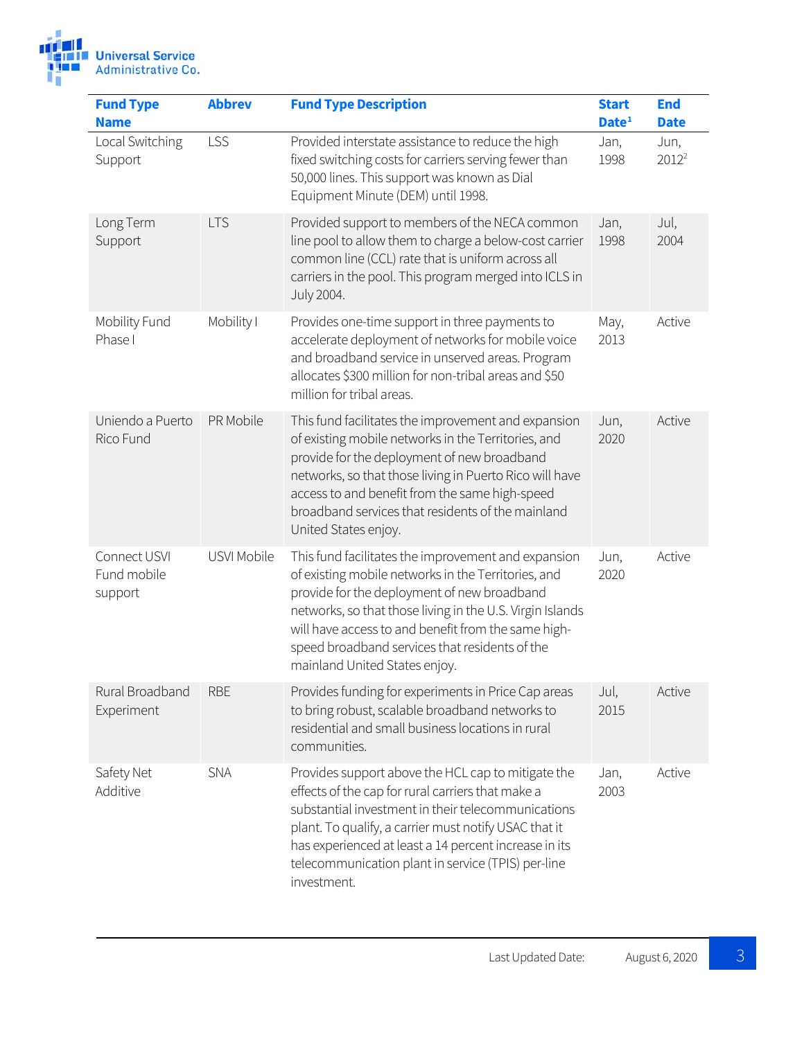| Fund Type Name | Abbrev | Fund Type Description | Start Date[1] | End Date |
|---|---|---|---|---|
| Local Switching Support | LSS | Provided interstate assistance to reduce the high fixed switching costs for carriers serving fewer than 50,000 lines. This support was known as Dial Equipment Minute (DEM) until 1998. | Jan, 1998 | Jun, 2012[2] |
| Long Term Support | LTS | Provided support to members of the NECA common line pool to allow them to charge a below-cost carrier common line (CCL) rate that is uniform across all carriers in the pool. This program merged into ICLS in July 2004. | Jan, 1998 | Jul, 2004 |
| Mobility Fund Phase I | Mobility I | Provides one-time support in three payments to accelerate deployment of networks for mobile voice and broadband service in unserved areas. Program allocates $300 million for non-tribal areas and $50 million for tribal areas. | May, 2013 | Active |
| Uniendo a Puerto Rico Fund | PR Mobile | This fund facilitates the improvement and expansion of existing mobile networks in the Territories, and provide for the deployment of new broadband networks, so that those living in Puerto Rico will have access to and benefit from the same high-speed broadband services that residents of the mainland United States enjoy. | Jun, 2020 | Active |
| Connect USVI Fund mobile support | USVI Mobile | This fund facilitates the improvement and expansion of existing mobile networks in the Territories, and provide for the deployment of new broadband networks, so that those living in the U.S. Virgin Islands will have access to and benefit from the same high-speed broadband services that residents of the mainland United States enjoy. | Jun, 2020 | Active |
| Rural Broadband Experiment | RBE | Provides funding for experiments in Price Cap areas to bring robust, scalable broadband networks to residential and small business locations in rural communities. | Jul, 2015 | Active |
| Safety Net Additive | SNA | Provides support above the HCL cap to mitigate the effects of the cap for rural carriers that make a substantial investment in their telecommunications plant. To qualify, a carrier must notify USAC that it has experienced at least a 14 percent increase in its telecommunication plant in service (TPIS) per-line investment. | Jan, 2003 | Active |

Last Updated Date: August 6, 2020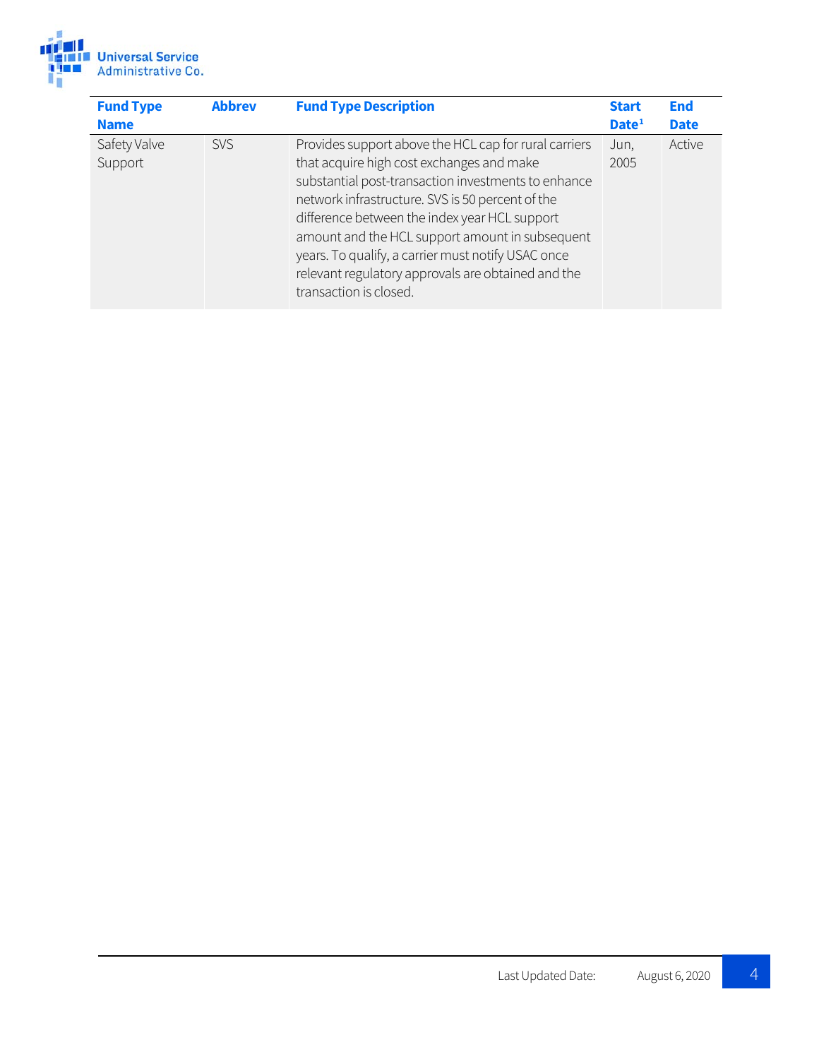| Fund Type Name | Abbrev | Fund Type Description | Start Date[1] | End Date |
|---|---|---|---|---|
| Safety Valve Support | SVS | Provides support above the HCL cap for rural carriers that acquire high cost exchanges and make substantial post-transaction investments to enhance network infrastructure. SVS is 50 percent of the difference between the index year HCL support amount and the HCL support amount in subsequent years. To qualify, a carrier must notify USAC once relevant regulatory approvals are obtained and the transaction is closed. | Jun, 2005 | Active |